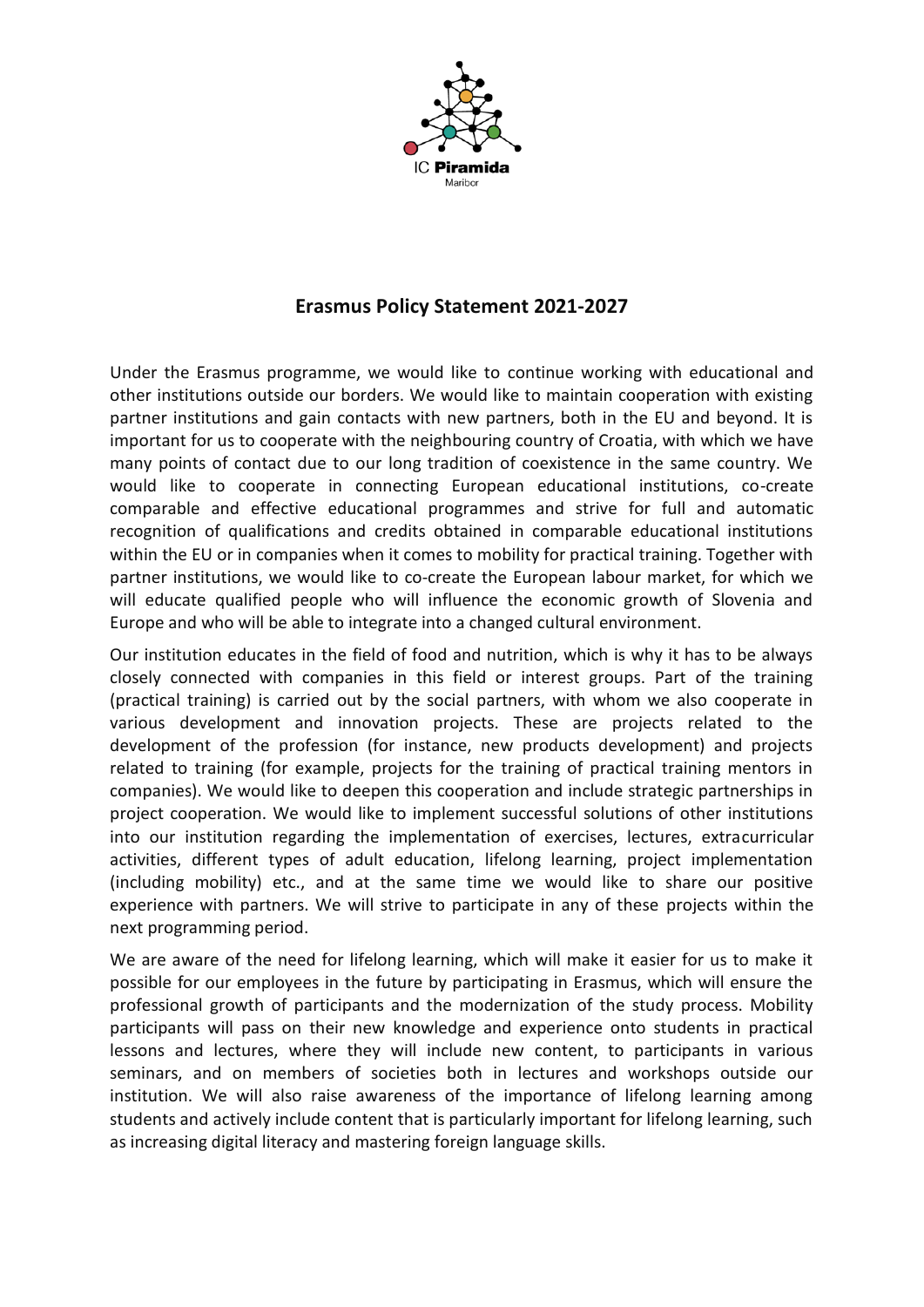IC **Piramida**
Maribor

## Erasmus Policy Statement 2021-2027

Under the Erasmus programme, we would like to continue working with educational and other institutions outside our borders. We would like to maintain cooperation with existing partner institutions and gain contacts with new partners, both in the EU and beyond. It is important for us to cooperate with the neighbouring country of Croatia, with which we have many points of contact due to our long tradition of coexistence in the same country. We would like to cooperate in connecting European educational institutions, co-create comparable and effective educational programmes and strive for full and automatic recognition of qualifications and credits obtained in comparable educational institutions within the EU or in companies when it comes to mobility for practical training. Together with partner institutions, we would like to co-create the European labour market, for which we will educate qualified people who will influence the economic growth of Slovenia and Europe and who will be able to integrate into a changed cultural environment.

Our institution educates in the field of food and nutrition, which is why it has to be always closely connected with companies in this field or interest groups. Part of the training (practical training) is carried out by the social partners, with whom we also cooperate in various development and innovation projects. These are projects related to the development of the profession (for instance, new products development) and projects related to training (for example, projects for the training of practical training mentors in companies). We would like to deepen this cooperation and include strategic partnerships in project cooperation. We would like to implement successful solutions of other institutions into our institution regarding the implementation of exercises, lectures, extracurricular activities, different types of adult education, lifelong learning, project implementation (including mobility) etc., and at the same time we would like to share our positive experience with partners. We will strive to participate in any of these projects within the next programming period.

We are aware of the need for lifelong learning, which will make it easier for us to make it possible for our employees in the future by participating in Erasmus, which will ensure the professional growth of participants and the modernization of the study process. Mobility participants will pass on their new knowledge and experience onto students in practical lessons and lectures, where they will include new content, to participants in various seminars, and on members of societies both in lectures and workshops outside our institution. We will also raise awareness of the importance of lifelong learning among students and actively include content that is particularly important for lifelong learning, such as increasing digital literacy and mastering foreign language skills.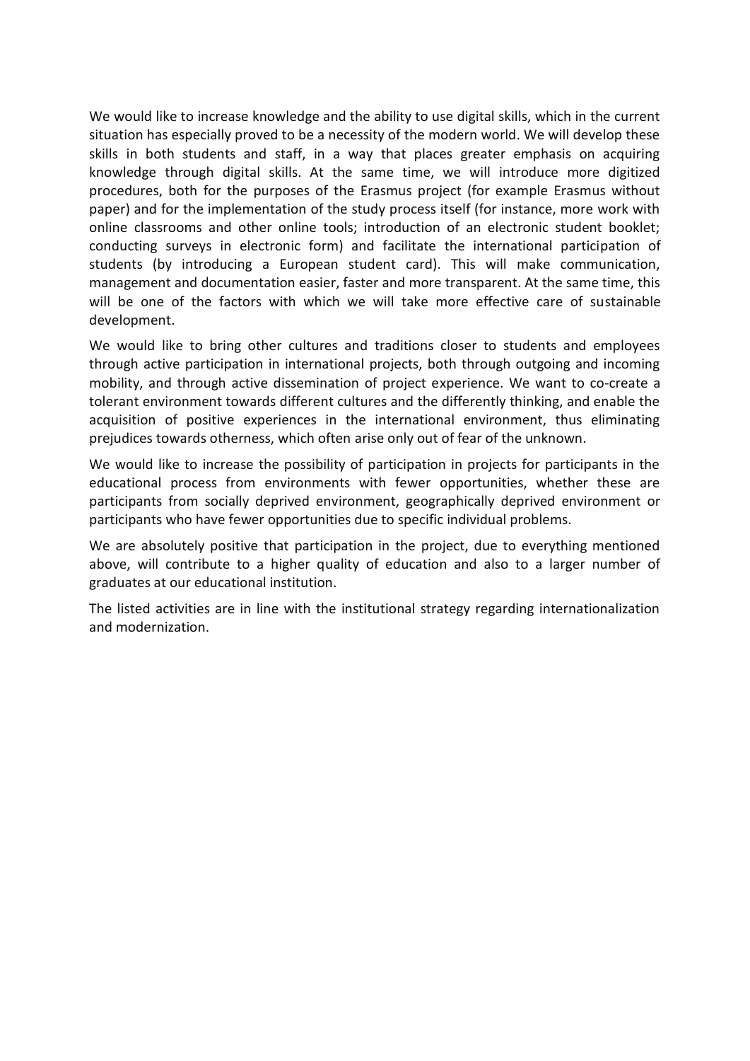We would like to increase knowledge and the ability to use digital skills, which in the current situation has especially proved to be a necessity of the modern world. We will develop these skills in both students and staff, in a way that places greater emphasis on acquiring knowledge through digital skills. At the same time, we will introduce more digitized procedures, both for the purposes of the Erasmus project (for example Erasmus without paper) and for the implementation of the study process itself (for instance, more work with online classrooms and other online tools; introduction of an electronic student booklet; conducting surveys in electronic form) and facilitate the international participation of students (by introducing a European student card). This will make communication, management and documentation easier, faster and more transparent. At the same time, this will be one of the factors with which we will take more effective care of sustainable development.

We would like to bring other cultures and traditions closer to students and employees through active participation in international projects, both through outgoing and incoming mobility, and through active dissemination of project experience. We want to co-create a tolerant environment towards different cultures and the differently thinking, and enable the acquisition of positive experiences in the international environment, thus eliminating prejudices towards otherness, which often arise only out of fear of the unknown.

We would like to increase the possibility of participation in projects for participants in the educational process from environments with fewer opportunities, whether these are participants from socially deprived environment, geographically deprived environment or participants who have fewer opportunities due to specific individual problems.

We are absolutely positive that participation in the project, due to everything mentioned above, will contribute to a higher quality of education and also to a larger number of graduates at our educational institution.

The listed activities are in line with the institutional strategy regarding internationalization and modernization.